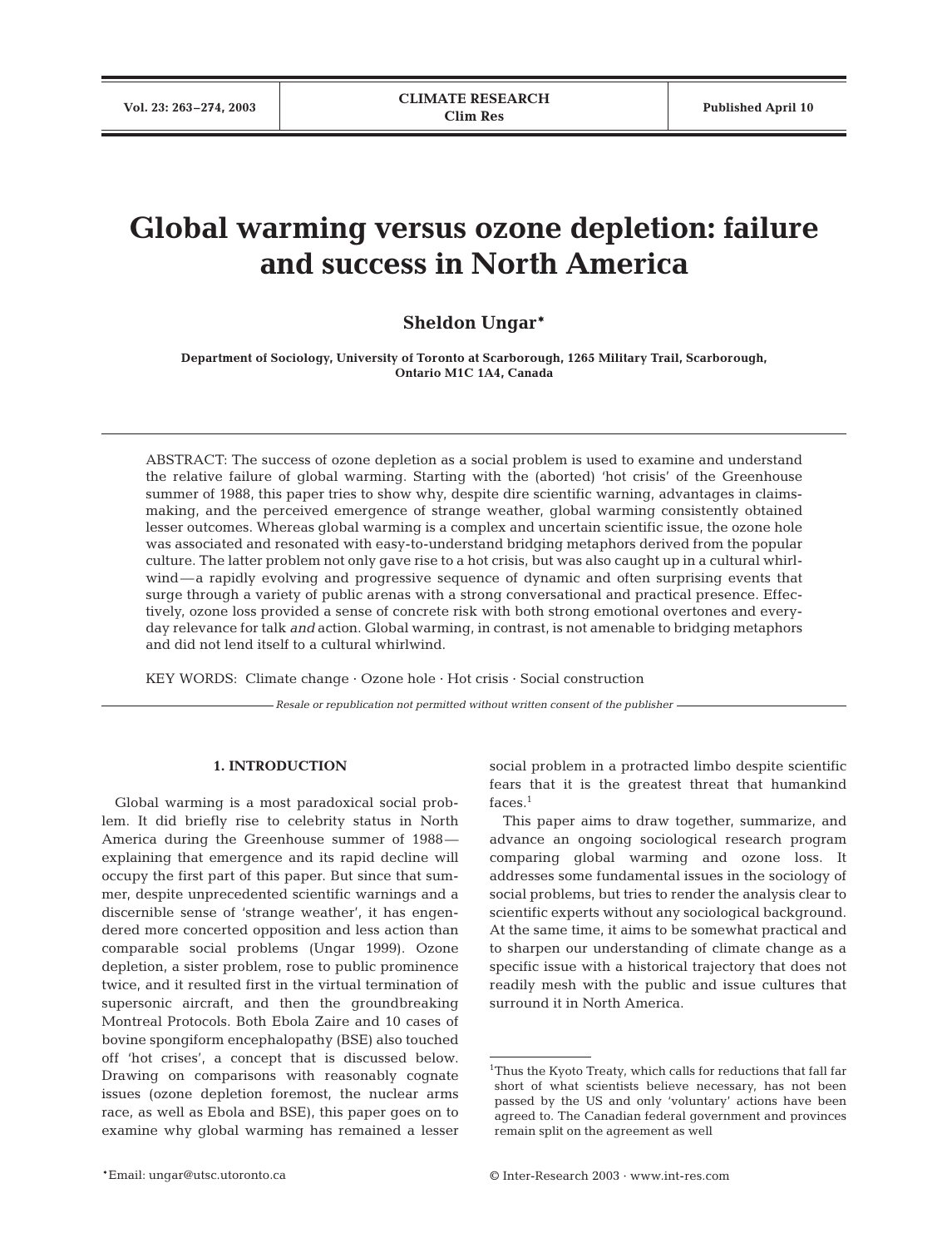# Global warming versus ozone depletion: failure and success in North America

**Sheldon Ungar***

Department of Sociology, University of Toronto at Scarborough, 1265 Military Trail, Scarborough, Ontario M1C 1A4, Canada

ABSTRACT: The success of ozone depletion as a social problem is used to examine and understand the relative failure of global warming. Starting with the (aborted) 'hot crisis' of the Greenhouse summer of 1988, this paper tries to show why, despite dire scientific warning, advantages in claims-making, and the perceived emergence of strange weather, global warming consistently obtained lesser outcomes. Whereas global warming is a complex and uncertain scientific issue, the ozone hole was associated and resonated with easy-to-understand bridging metaphors derived from the popular culture. The latter problem not only gave rise to a hot crisis, but was also caught up in a cultural whirlwind — a rapidly evolving and progressive sequence of dynamic and often surprising events that surge through a variety of public arenas with a strong conversational and practical presence. Effectively, ozone loss provided a sense of concrete risk with both strong emotional overtones and everyday relevance for talk *and* action. Global warming, in contrast, is not amenable to bridging metaphors and did not lend itself to a cultural whirlwind.

KEY WORDS: Climate change · Ozone hole · Hot crisis · Social construction

*Resale or republication not permitted without written consent of the publisher*

## 1. INTRODUCTION

Global warming is a most paradoxical social problem. It did briefly rise to celebrity status in North America during the Greenhouse summer of 1988 — explaining that emergence and its rapid decline will occupy the first part of this paper. But since that summer, despite unprecedented scientific warnings and a discernible sense of 'strange weather', it has engendered more concerted opposition and less action than comparable social problems (Ungar 1999). Ozone depletion, a sister problem, rose to public prominence twice, and it resulted first in the virtual termination of supersonic aircraft, and then the groundbreaking Montreal Protocols. Both Ebola Zaire and 10 cases of bovine spongiform encephalopathy (BSE) also touched off 'hot crises', a concept that is discussed below. Drawing on comparisons with reasonably cognate issues (ozone depletion foremost, the nuclear arms race, as well as Ebola and BSE), this paper goes on to examine why global warming has remained a lesser social problem in a protracted limbo despite scientific fears that it is the greatest threat that humankind faces.[1]

This paper aims to draw together, summarize, and advance an ongoing sociological research program comparing global warming and ozone loss. It addresses some fundamental issues in the sociology of social problems, but tries to render the analysis clear to scientific experts without any sociological background. At the same time, it aims to be somewhat practical and to sharpen our understanding of climate change as a specific issue with a historical trajectory that does not readily mesh with the public and issue cultures that surround it in North America.

[1]Thus the Kyoto Treaty, which calls for reductions that fall far short of what scientists believe necessary, has not been passed by the US and only 'voluntary' actions have been agreed to. The Canadian federal government and provinces remain split on the agreement as well

*Email: ungar@utsc.utoronto.ca

© Inter-Research 2003 · www.int-res.com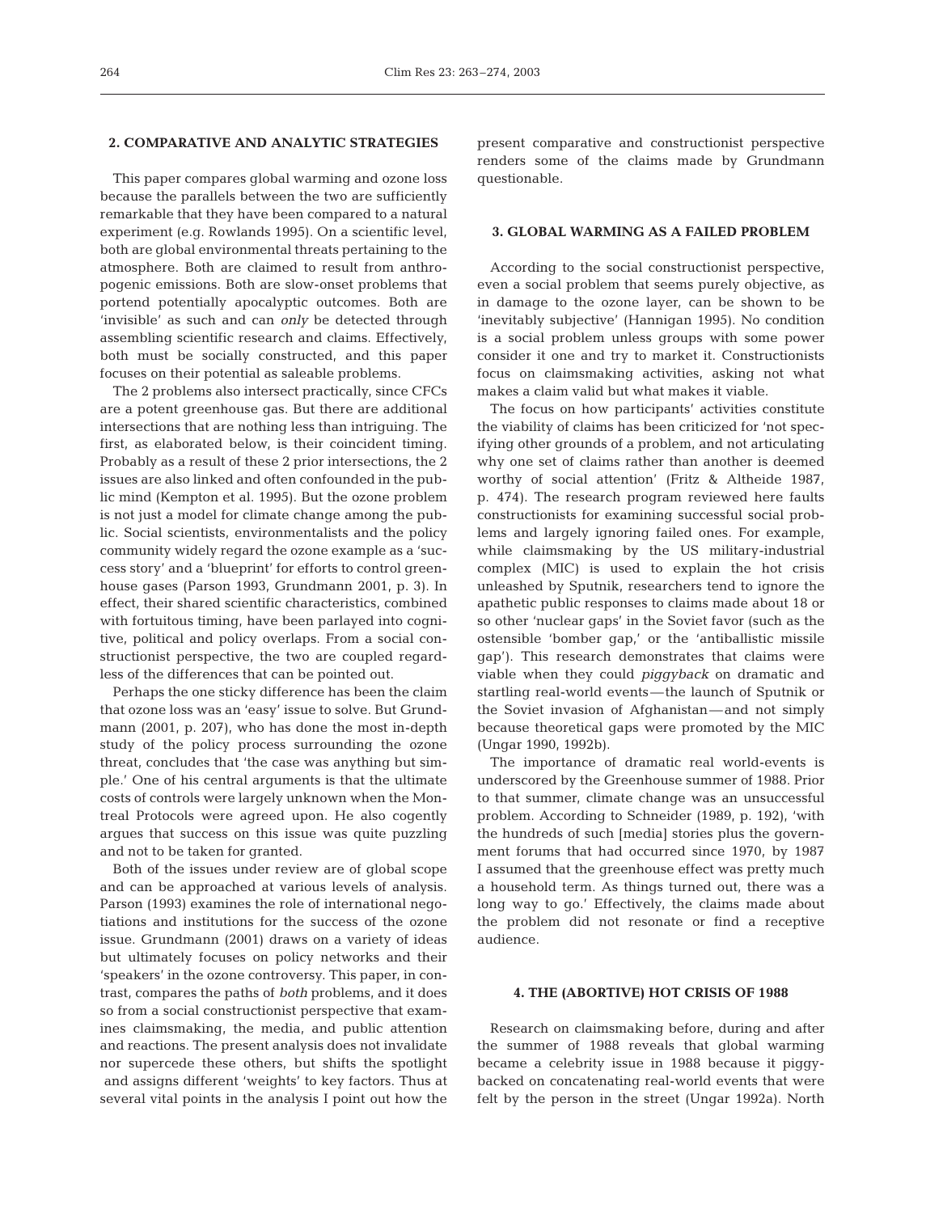## 2. COMPARATIVE AND ANALYTIC STRATEGIES

This paper compares global warming and ozone loss because the parallels between the two are sufficiently remarkable that they have been compared to a natural experiment (e.g. Rowlands 1995). On a scientific level, both are global environmental threats pertaining to the atmosphere. Both are claimed to result from anthropogenic emissions. Both are slow-onset problems that portend potentially apocalyptic outcomes. Both are 'invisible' as such and can *only* be detected through assembling scientific research and claims. Effectively, both must be socially constructed, and this paper focuses on their potential as saleable problems.

The 2 problems also intersect practically, since CFCs are a potent greenhouse gas. But there are additional intersections that are nothing less than intriguing. The first, as elaborated below, is their coincident timing. Probably as a result of these 2 prior intersections, the 2 issues are also linked and often confounded in the public mind (Kempton et al. 1995). But the ozone problem is not just a model for climate change among the public. Social scientists, environmentalists and the policy community widely regard the ozone example as a 'success story' and a 'blueprint' for efforts to control greenhouse gases (Parson 1993, Grundmann 2001, p. 3). In effect, their shared scientific characteristics, combined with fortuitous timing, have been parlayed into cognitive, political and policy overlaps. From a social constructionist perspective, the two are coupled regardless of the differences that can be pointed out.

Perhaps the one sticky difference has been the claim that ozone loss was an 'easy' issue to solve. But Grundmann (2001, p. 207), who has done the most in-depth study of the policy process surrounding the ozone threat, concludes that 'the case was anything but simple.' One of his central arguments is that the ultimate costs of controls were largely unknown when the Montreal Protocols were agreed upon. He also cogently argues that success on this issue was quite puzzling and not to be taken for granted.

Both of the issues under review are of global scope and can be approached at various levels of analysis. Parson (1993) examines the role of international negotiations and institutions for the success of the ozone issue. Grundmann (2001) draws on a variety of ideas but ultimately focuses on policy networks and their 'speakers' in the ozone controversy. This paper, in contrast, compares the paths of *both* problems, and it does so from a social constructionist perspective that examines claimsmaking, the media, and public attention and reactions. The present analysis does not invalidate nor supercede these others, but shifts the spotlight and assigns different 'weights' to key factors. Thus at several vital points in the analysis I point out how the present comparative and constructionist perspective renders some of the claims made by Grundmann questionable.

## 3. GLOBAL WARMING AS A FAILED PROBLEM

According to the social constructionist perspective, even a social problem that seems purely objective, as in damage to the ozone layer, can be shown to be 'inevitably subjective' (Hannigan 1995). No condition is a social problem unless groups with some power consider it one and try to market it. Constructionists focus on claimsmaking activities, asking not what makes a claim valid but what makes it viable.

The focus on how participants' activities constitute the viability of claims has been criticized for 'not specifying other grounds of a problem, and not articulating why one set of claims rather than another is deemed worthy of social attention' (Fritz & Altheide 1987, p. 474). The research program reviewed here faults constructionists for examining successful social problems and largely ignoring failed ones. For example, while claimsmaking by the US military-industrial complex (MIC) is used to explain the hot crisis unleashed by Sputnik, researchers tend to ignore the apathetic public responses to claims made about 18 or so other 'nuclear gaps' in the Soviet favor (such as the ostensible 'bomber gap,' or the 'antiballistic missile gap'). This research demonstrates that claims were viable when they could *piggyback* on dramatic and startling real-world events—the launch of Sputnik or the Soviet invasion of Afghanistan—and not simply because theoretical gaps were promoted by the MIC (Ungar 1990, 1992b).

The importance of dramatic real world-events is underscored by the Greenhouse summer of 1988. Prior to that summer, climate change was an unsuccessful problem. According to Schneider (1989, p. 192), 'with the hundreds of such [media] stories plus the government forums that had occurred since 1970, by 1987 I assumed that the greenhouse effect was pretty much a household term. As things turned out, there was a long way to go.' Effectively, the claims made about the problem did not resonate or find a receptive audience.

## 4. THE (ABORTIVE) HOT CRISIS OF 1988

Research on claimsmaking before, during and after the summer of 1988 reveals that global warming became a celebrity issue in 1988 because it piggybacked on concatenating real-world events that were felt by the person in the street (Ungar 1992a). North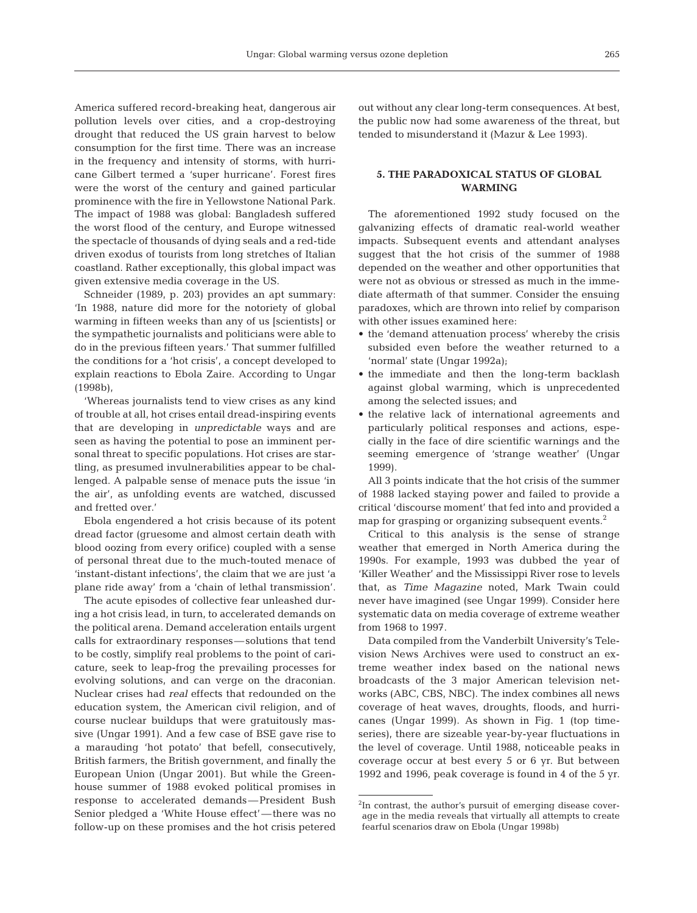America suffered record-breaking heat, dangerous air pollution levels over cities, and a crop-destroying drought that reduced the US grain harvest to below consumption for the first time. There was an increase in the frequency and intensity of storms, with hurricane Gilbert termed a 'super hurricane'. Forest fires were the worst of the century and gained particular prominence with the fire in Yellowstone National Park. The impact of 1988 was global: Bangladesh suffered the worst flood of the century, and Europe witnessed the spectacle of thousands of dying seals and a red-tide driven exodus of tourists from long stretches of Italian coastland. Rather exceptionally, this global impact was given extensive media coverage in the US.

Schneider (1989, p. 203) provides an apt summary: 'In 1988, nature did more for the notoriety of global warming in fifteen weeks than any of us [scientists] or the sympathetic journalists and politicians were able to do in the previous fifteen years.' That summer fulfilled the conditions for a 'hot crisis', a concept developed to explain reactions to Ebola Zaire. According to Ungar (1998b),

'Whereas journalists tend to view crises as any kind of trouble at all, hot crises entail dread-inspiring events that are developing in *unpredictable* ways and are seen as having the potential to pose an imminent personal threat to specific populations. Hot crises are startling, as presumed invulnerabilities appear to be challenged. A palpable sense of menace puts the issue 'in the air', as unfolding events are watched, discussed and fretted over.'

Ebola engendered a hot crisis because of its potent dread factor (gruesome and almost certain death with blood oozing from every orifice) coupled with a sense of personal threat due to the much-touted menace of 'instant-distant infections', the claim that we are just 'a plane ride away' from a 'chain of lethal transmission'.

The acute episodes of collective fear unleashed during a hot crisis lead, in turn, to accelerated demands on the political arena. Demand acceleration entails urgent calls for extraordinary responses — solutions that tend to be costly, simplify real problems to the point of caricature, seek to leap-frog the prevailing processes for evolving solutions, and can verge on the draconian. Nuclear crises had *real* effects that redounded on the education system, the American civil religion, and of course nuclear buildups that were gratuitously massive (Ungar 1991). And a few case of BSE gave rise to a marauding 'hot potato' that befell, consecutively, British farmers, the British government, and finally the European Union (Ungar 2001). But while the Greenhouse summer of 1988 evoked political promises in response to accelerated demands — President Bush Senior pledged a 'White House effect' — there was no follow-up on these promises and the hot crisis petered out without any clear long-term consequences. At best, the public now had some awareness of the threat, but tended to misunderstand it (Mazur & Lee 1993).

## 5. THE PARADOXICAL STATUS OF GLOBAL WARMING

The aforementioned 1992 study focused on the galvanizing effects of dramatic real-world weather impacts. Subsequent events and attendant analyses suggest that the hot crisis of the summer of 1988 depended on the weather and other opportunities that were not as obvious or stressed as much in the immediate aftermath of that summer. Consider the ensuing paradoxes, which are thrown into relief by comparison with other issues examined here:

- the 'demand attenuation process' whereby the crisis subsided even before the weather returned to a 'normal' state (Ungar 1992a);
- the immediate and then the long-term backlash against global warming, which is unprecedented among the selected issues; and
- the relative lack of international agreements and particularly political responses and actions, especially in the face of dire scientific warnings and the seeming emergence of 'strange weather' (Ungar 1999).

All 3 points indicate that the hot crisis of the summer of 1988 lacked staying power and failed to provide a critical 'discourse moment' that fed into and provided a map for grasping or organizing subsequent events.[2]

Critical to this analysis is the sense of strange weather that emerged in North America during the 1990s. For example, 1993 was dubbed the year of 'Killer Weather' and the Mississippi River rose to levels that, as *Time Magazine* noted, Mark Twain could never have imagined (see Ungar 1999). Consider here systematic data on media coverage of extreme weather from 1968 to 1997.

Data compiled from the Vanderbilt University's Television News Archives were used to construct an extreme weather index based on the national news broadcasts of the 3 major American television networks (ABC, CBS, NBC). The index combines all news coverage of heat waves, droughts, floods, and hurricanes (Ungar 1999). As shown in Fig. 1 (top time-series), there are sizeable year-by-year fluctuations in the level of coverage. Until 1988, noticeable peaks in coverage occur at best every 5 or 6 yr. But between 1992 and 1996, peak coverage is found in 4 of the 5 yr.

[2] In contrast, the author's pursuit of emerging disease coverage in the media reveals that virtually all attempts to create fearful scenarios draw on Ebola (Ungar 1998b)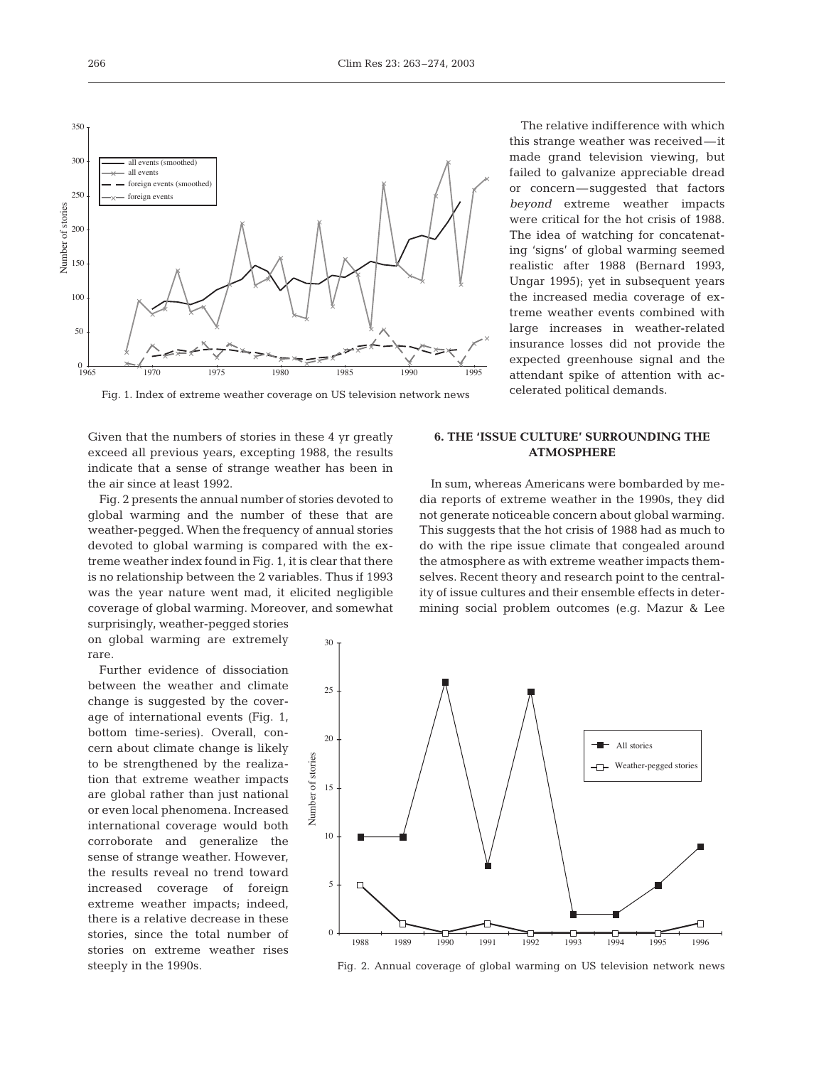350
300
250
200
150
100
50
0
Number of stories
1965 1970 1975 1980 1985 1990 1995

all events (smoothed)
all events
foreign events (smoothed)
foreign events

Fig. 1. Index of extreme weather coverage on US television network news

The relative indifference with which this strange weather was received—it made grand television viewing, but failed to galvanize appreciable dread or concern—suggested that factors *beyond* extreme weather impacts were critical for the hot crisis of 1988. The idea of watching for concatenating 'signs' of global warming seemed realistic after 1988 (Bernard 1993, Ungar 1995); yet in subsequent years the increased media coverage of extreme weather events combined with large increases in weather-related insurance losses did not provide the expected greenhouse signal and the attendant spike of attention with accelerated political demands.

Given that the numbers of stories in these 4 yr greatly exceed all previous years, excepting 1988, the results indicate that a sense of strange weather has been in the air since at least 1992.

Fig. 2 presents the annual number of stories devoted to global warming and the number of these that are weather-pegged. When the frequency of annual stories devoted to global warming is compared with the extreme weather index found in Fig. 1, it is clear that there is no relationship between the 2 variables. Thus if 1993 was the year nature went mad, it elicited negligible coverage of global warming. Moreover, and somewhat surprisingly, weather-pegged stories on global warming are extremely rare.

Further evidence of dissociation between the weather and climate change is suggested by the coverage of international events (Fig. 1, bottom time-series). Overall, concern about climate change is likely to be strengthened by the realization that extreme weather impacts are global rather than just national or even local phenomena. Increased international coverage would both corroborate and generalize the sense of strange weather. However, the results reveal no trend toward increased coverage of foreign extreme weather impacts; indeed, there is a relative decrease in these stories, since the total number of stories on extreme weather rises steeply in the 1990s.

## 6. THE 'ISSUE CULTURE' SURROUNDING THE ATMOSPHERE

In sum, whereas Americans were bombarded by media reports of extreme weather in the 1990s, they did not generate noticeable concern about global warming. This suggests that the hot crisis of 1988 had as much to do with the ripe issue climate that congealed around the atmosphere as with extreme weather impacts themselves. Recent theory and research point to the centrality of issue cultures and their ensemble effects in determining social problem outcomes (e.g. Mazur & Lee

30
25
20
15
10
5
0
Number of stories
1988 1989 1990 1991 1992 1993 1994 1995 1996

All stories
Weather-pegged stories

Fig. 2. Annual coverage of global warming on US television network news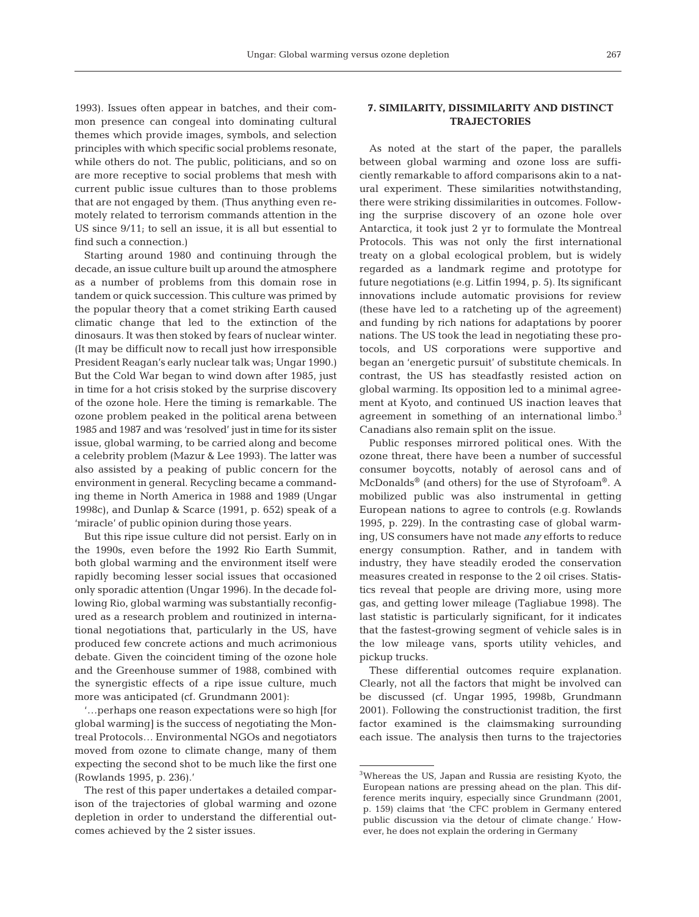1993). Issues often appear in batches, and their common presence can congeal into dominating cultural themes which provide images, symbols, and selection principles with which specific social problems resonate, while others do not. The public, politicians, and so on are more receptive to social problems that mesh with current public issue cultures than to those problems that are not engaged by them. (Thus anything even remotely related to terrorism commands attention in the US since 9/11; to sell an issue, it is all but essential to find such a connection.)

Starting around 1980 and continuing through the decade, an issue culture built up around the atmosphere as a number of problems from this domain rose in tandem or quick succession. This culture was primed by the popular theory that a comet striking Earth caused climatic change that led to the extinction of the dinosaurs. It was then stoked by fears of nuclear winter. (It may be difficult now to recall just how irresponsible President Reagan's early nuclear talk was; Ungar 1990.) But the Cold War began to wind down after 1985, just in time for a hot crisis stoked by the surprise discovery of the ozone hole. Here the timing is remarkable. The ozone problem peaked in the political arena between 1985 and 1987 and was 'resolved' just in time for its sister issue, global warming, to be carried along and become a celebrity problem (Mazur & Lee 1993). The latter was also assisted by a peaking of public concern for the environment in general. Recycling became a commanding theme in North America in 1988 and 1989 (Ungar 1998c), and Dunlap & Scarce (1991, p. 652) speak of a 'miracle' of public opinion during those years.

But this ripe issue culture did not persist. Early on in the 1990s, even before the 1992 Rio Earth Summit, both global warming and the environment itself were rapidly becoming lesser social issues that occasioned only sporadic attention (Ungar 1996). In the decade following Rio, global warming was substantially reconfigured as a research problem and routinized in international negotiations that, particularly in the US, have produced few concrete actions and much acrimonious debate. Given the coincident timing of the ozone hole and the Greenhouse summer of 1988, combined with the synergistic effects of a ripe issue culture, much more was anticipated (cf. Grundmann 2001):

'…perhaps one reason expectations were so high [for global warming] is the success of negotiating the Montreal Protocols… Environmental NGOs and negotiators moved from ozone to climate change, many of them expecting the second shot to be much like the first one (Rowlands 1995, p. 236).'

The rest of this paper undertakes a detailed comparison of the trajectories of global warming and ozone depletion in order to understand the differential outcomes achieved by the 2 sister issues.

## 7. SIMILARITY, DISSIMILARITY AND DISTINCT TRAJECTORIES

As noted at the start of the paper, the parallels between global warming and ozone loss are sufficiently remarkable to afford comparisons akin to a natural experiment. These similarities notwithstanding, there were striking dissimilarities in outcomes. Following the surprise discovery of an ozone hole over Antarctica, it took just 2 yr to formulate the Montreal Protocols. This was not only the first international treaty on a global ecological problem, but is widely regarded as a landmark regime and prototype for future negotiations (e.g. Litfin 1994, p. 5). Its significant innovations include automatic provisions for review (these have led to a ratcheting up of the agreement) and funding by rich nations for adaptations by poorer nations. The US took the lead in negotiating these protocols, and US corporations were supportive and began an 'energetic pursuit' of substitute chemicals. In contrast, the US has steadfastly resisted action on global warming. Its opposition led to a minimal agreement at Kyoto, and continued US inaction leaves that agreement in something of an international limbo.[3] Canadians also remain split on the issue.

Public responses mirrored political ones. With the ozone threat, there have been a number of successful consumer boycotts, notably of aerosol cans and of McDonalds® (and others) for the use of Styrofoam®. A mobilized public was also instrumental in getting European nations to agree to controls (e.g. Rowlands 1995, p. 229). In the contrasting case of global warming, US consumers have not made *any* efforts to reduce energy consumption. Rather, and in tandem with industry, they have steadily eroded the conservation measures created in response to the 2 oil crises. Statistics reveal that people are driving more, using more gas, and getting lower mileage (Tagliabue 1998). The last statistic is particularly significant, for it indicates that the fastest-growing segment of vehicle sales is in the low mileage vans, sports utility vehicles, and pickup trucks.

These differential outcomes require explanation. Clearly, not all the factors that might be involved can be discussed (cf. Ungar 1995, 1998b, Grundmann 2001). Following the constructionist tradition, the first factor examined is the claimsmaking surrounding each issue. The analysis then turns to the trajectories

[3]Whereas the US, Japan and Russia are resisting Kyoto, the European nations are pressing ahead on the plan. This difference merits inquiry, especially since Grundmann (2001, p. 159) claims that 'the CFC problem in Germany entered public discussion via the detour of climate change.' However, he does not explain the ordering in Germany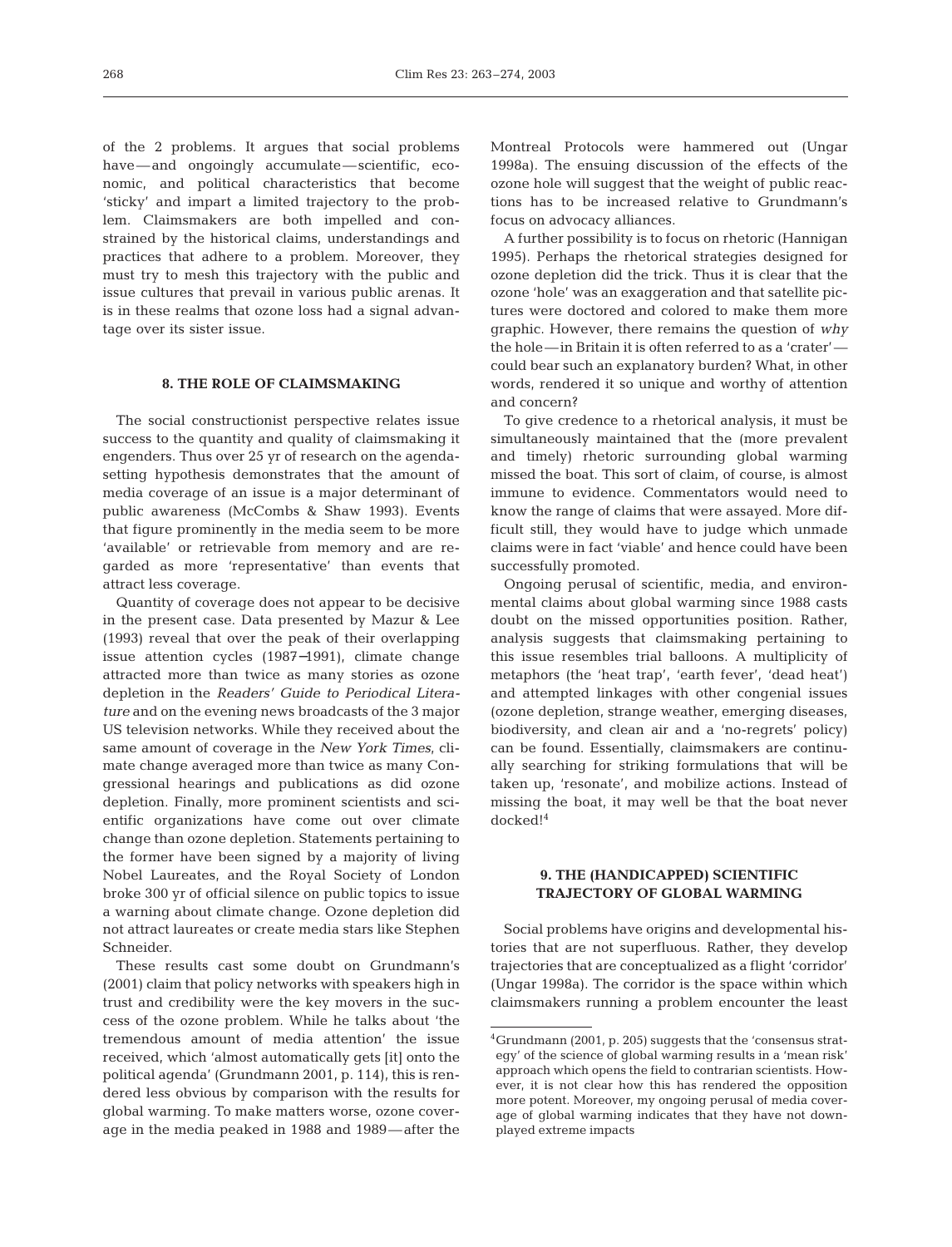of the 2 problems. It argues that social problems have—and ongoingly accumulate—scientific, economic, and political characteristics that become 'sticky' and impart a limited trajectory to the problem. Claimsmakers are both impelled and constrained by the historical claims, understandings and practices that adhere to a problem. Moreover, they must try to mesh this trajectory with the public and issue cultures that prevail in various public arenas. It is in these realms that ozone loss had a signal advantage over its sister issue.

## 8. THE ROLE OF CLAIMSMAKING

The social constructionist perspective relates issue success to the quantity and quality of claimsmaking it engenders. Thus over 25 yr of research on the agenda-setting hypothesis demonstrates that the amount of media coverage of an issue is a major determinant of public awareness (McCombs & Shaw 1993). Events that figure prominently in the media seem to be more 'available' or retrievable from memory and are regarded as more 'representative' than events that attract less coverage.

Quantity of coverage does not appear to be decisive in the present case. Data presented by Mazur & Lee (1993) reveal that over the peak of their overlapping issue attention cycles (1987–1991), climate change attracted more than twice as many stories as ozone depletion in the *Readers' Guide to Periodical Literature* and on the evening news broadcasts of the 3 major US television networks. While they received about the same amount of coverage in the *New York Times*, climate change averaged more than twice as many Congressional hearings and publications as did ozone depletion. Finally, more prominent scientists and scientific organizations have come out over climate change than ozone depletion. Statements pertaining to the former have been signed by a majority of living Nobel Laureates, and the Royal Society of London broke 300 yr of official silence on public topics to issue a warning about climate change. Ozone depletion did not attract laureates or create media stars like Stephen Schneider.

These results cast some doubt on Grundmann's (2001) claim that policy networks with speakers high in trust and credibility were the key movers in the success of the ozone problem. While he talks about 'the tremendous amount of media attention' the issue received, which 'almost automatically gets [it] onto the political agenda' (Grundmann 2001, p. 114), this is rendered less obvious by comparison with the results for global warming. To make matters worse, ozone coverage in the media peaked in 1988 and 1989—after the Montreal Protocols were hammered out (Ungar 1998a). The ensuing discussion of the effects of the ozone hole will suggest that the weight of public reactions has to be increased relative to Grundmann's focus on advocacy alliances.

A further possibility is to focus on rhetoric (Hannigan 1995). Perhaps the rhetorical strategies designed for ozone depletion did the trick. Thus it is clear that the ozone 'hole' was an exaggeration and that satellite pictures were doctored and colored to make them more graphic. However, there remains the question of *why* the hole—in Britain it is often referred to as a 'crater'—could bear such an explanatory burden? What, in other words, rendered it so unique and worthy of attention and concern?

To give credence to a rhetorical analysis, it must be simultaneously maintained that the (more prevalent and timely) rhetoric surrounding global warming missed the boat. This sort of claim, of course, is almost immune to evidence. Commentators would need to know the range of claims that were assayed. More difficult still, they would have to judge which unmade claims were in fact 'viable' and hence could have been successfully promoted.

Ongoing perusal of scientific, media, and environmental claims about global warming since 1988 casts doubt on the missed opportunities position. Rather, analysis suggests that claimsmaking pertaining to this issue resembles trial balloons. A multiplicity of metaphors (the 'heat trap', 'earth fever', 'dead heat') and attempted linkages with other congenial issues (ozone depletion, strange weather, emerging diseases, biodiversity, and clean air and a 'no-regrets' policy) can be found. Essentially, claimsmakers are continually searching for striking formulations that will be taken up, 'resonate', and mobilize actions. Instead of missing the boat, it may well be that the boat never docked![4]

## 9. THE (HANDICAPPED) SCIENTIFIC TRAJECTORY OF GLOBAL WARMING

Social problems have origins and developmental histories that are not superfluous. Rather, they develop trajectories that are conceptualized as a flight 'corridor' (Ungar 1998a). The corridor is the space within which claimsmakers running a problem encounter the least

[4]Grundmann (2001, p. 205) suggests that the 'consensus strategy' of the science of global warming results in a 'mean risk' approach which opens the field to contrarian scientists. However, it is not clear how this has rendered the opposition more potent. Moreover, my ongoing perusal of media coverage of global warming indicates that they have not downplayed extreme impacts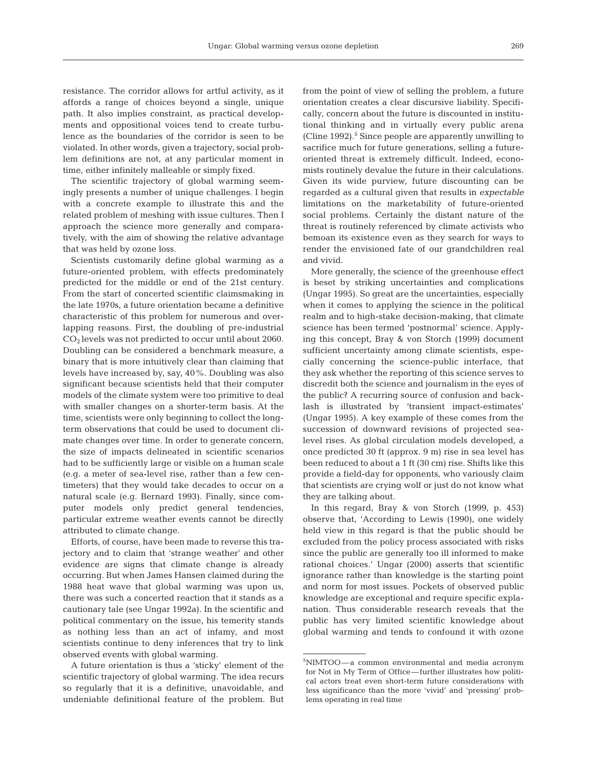resistance. The corridor allows for artful activity, as it affords a range of choices beyond a single, unique path. It also implies constraint, as practical developments and oppositional voices tend to create turbulence as the boundaries of the corridor is seen to be violated. In other words, given a trajectory, social problem definitions are not, at any particular moment in time, either infinitely malleable or simply fixed.

The scientific trajectory of global warming seemingly presents a number of unique challenges. I begin with a concrete example to illustrate this and the related problem of meshing with issue cultures. Then I approach the science more generally and comparatively, with the aim of showing the relative advantage that was held by ozone loss.

Scientists customarily define global warming as a future-oriented problem, with effects predominately predicted for the middle or end of the 21st century. From the start of concerted scientific claimsmaking in the late 1970s, a future orientation became a definitive characteristic of this problem for numerous and overlapping reasons. First, the doubling of pre-industrial $CO_2$ levels was not predicted to occur until about 2060. Doubling can be considered a benchmark measure, a binary that is more intuitively clear than claiming that levels have increased by, say, 40%. Doubling was also significant because scientists held that their computer models of the climate system were too primitive to deal with smaller changes on a shorter-term basis. At the time, scientists were only beginning to collect the long-term observations that could be used to document climate changes over time. In order to generate concern, the size of impacts delineated in scientific scenarios had to be sufficiently large or visible on a human scale (e.g. a meter of sea-level rise, rather than a few centimeters) that they would take decades to occur on a natural scale (e.g. Bernard 1993). Finally, since computer models only predict general tendencies, particular extreme weather events cannot be directly attributed to climate change.

Efforts, of course, have been made to reverse this trajectory and to claim that 'strange weather' and other evidence are signs that climate change is already occurring. But when James Hansen claimed during the 1988 heat wave that global warming was upon us, there was such a concerted reaction that it stands as a cautionary tale (see Ungar 1992a). In the scientific and political commentary on the issue, his temerity stands as nothing less than an act of infamy, and most scientists continue to deny inferences that try to link observed events with global warming.

A future orientation is thus a 'sticky' element of the scientific trajectory of global warming. The idea recurs so regularly that it is a definitive, unavoidable, and undeniable definitional feature of the problem. But from the point of view of selling the problem, a future orientation creates a clear discursive liability. Specifically, concern about the future is discounted in institutional thinking and in virtually every public arena (Cline 1992).[5] Since people are apparently unwilling to sacrifice much for future generations, selling a future-oriented threat is extremely difficult. Indeed, economists routinely devalue the future in their calculations. Given its wide purview, future discounting can be regarded as a cultural given that results in *expectable* limitations on the marketability of future-oriented social problems. Certainly the distant nature of the threat is routinely referenced by climate activists who bemoan its existence even as they search for ways to render the envisioned fate of our grandchildren real and vivid.

More generally, the science of the greenhouse effect is beset by striking uncertainties and complications (Ungar 1995). So great are the uncertainties, especially when it comes to applying the science in the political realm and to high-stake decision-making, that climate science has been termed 'postnormal' science. Applying this concept, Bray & von Storch (1999) document sufficient uncertainty among climate scientists, especially concerning the science-public interface, that they ask whether the reporting of this science serves to discredit both the science and journalism in the eyes of the public? A recurring source of confusion and backlash is illustrated by 'transient impact-estimates' (Ungar 1995). A key example of these comes from the succession of downward revisions of projected sea-level rises. As global circulation models developed, a once predicted 30 ft (approx. 9 m) rise in sea level has been reduced to about a 1 ft (30 cm) rise. Shifts like this provide a field-day for opponents, who variously claim that scientists are crying wolf or just do not know what they are talking about.

In this regard, Bray & von Storch (1999, p. 453) observe that, 'According to Lewis (1990), one widely held view in this regard is that the public should be excluded from the policy process associated with risks since the public are generally too ill informed to make rational choices.' Ungar (2000) asserts that scientific ignorance rather than knowledge is the starting point and norm for most issues. Pockets of observed public knowledge are exceptional and require specific explanation. Thus considerable research reveals that the public has very limited scientific knowledge about global warming and tends to confound it with ozone

[5]NIMTOO — a common environmental and media acronym for Not in My Term of Office — further illustrates how political actors treat even short-term future considerations with less significance than the more 'vivid' and 'pressing' problems operating in real time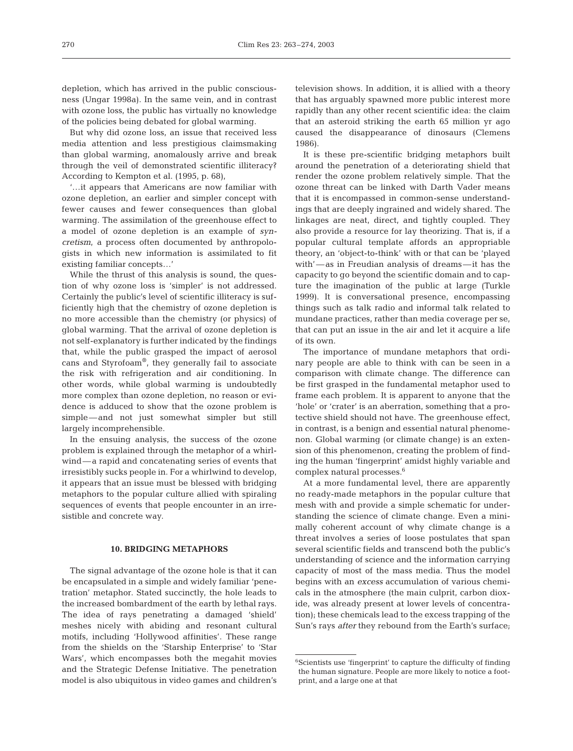depletion, which has arrived in the public consciousness (Ungar 1998a). In the same vein, and in contrast with ozone loss, the public has virtually no knowledge of the policies being debated for global warming.

But why did ozone loss, an issue that received less media attention and less prestigious claimsmaking than global warming, anomalously arrive and break through the veil of demonstrated scientific illiteracy? According to Kempton et al. (1995, p. 68),

'…it appears that Americans are now familiar with ozone depletion, an earlier and simpler concept with fewer causes and fewer consequences than global warming. The assimilation of the greenhouse effect to a model of ozone depletion is an example of *syncretism*, a process often documented by anthropologists in which new information is assimilated to fit existing familiar concepts…'

While the thrust of this analysis is sound, the question of why ozone loss is 'simpler' is not addressed. Certainly the public's level of scientific illiteracy is sufficiently high that the chemistry of ozone depletion is no more accessible than the chemistry (or physics) of global warming. That the arrival of ozone depletion is not self-explanatory is further indicated by the findings that, while the public grasped the impact of aerosol cans and Styrofoam®, they generally fail to associate the risk with refrigeration and air conditioning. In other words, while global warming is undoubtedly more complex than ozone depletion, no reason or evidence is adduced to show that the ozone problem is simple — and not just somewhat simpler but still largely incomprehensible.

In the ensuing analysis, the success of the ozone problem is explained through the metaphor of a whirlwind — a rapid and concatenating series of events that irresistibly sucks people in. For a whirlwind to develop, it appears that an issue must be blessed with bridging metaphors to the popular culture allied with spiraling sequences of events that people encounter in an irresistible and concrete way.

## 10. BRIDGING METAPHORS

The signal advantage of the ozone hole is that it can be encapsulated in a simple and widely familiar 'penetration' metaphor. Stated succinctly, the hole leads to the increased bombardment of the earth by lethal rays. The idea of rays penetrating a damaged 'shield' meshes nicely with abiding and resonant cultural motifs, including 'Hollywood affinities'. These range from the shields on the 'Starship Enterprise' to 'Star Wars', which encompasses both the megahit movies and the Strategic Defense Initiative. The penetration model is also ubiquitous in video games and children's television shows. In addition, it is allied with a theory that has arguably spawned more public interest more rapidly than any other recent scientific idea: the claim that an asteroid striking the earth 65 million yr ago caused the disappearance of dinosaurs (Clemens 1986).

It is these pre-scientific bridging metaphors built around the penetration of a deteriorating shield that render the ozone problem relatively simple. That the ozone threat can be linked with Darth Vader means that it is encompassed in common-sense understandings that are deeply ingrained and widely shared. The linkages are neat, direct, and tightly coupled. They also provide a resource for lay theorizing. That is, if a popular cultural template affords an appropriable theory, an 'object-to-think' with or that can be 'played with' — as in Freudian analysis of dreams — it has the capacity to go beyond the scientific domain and to capture the imagination of the public at large (Turkle 1999). It is conversational presence, encompassing things such as talk radio and informal talk related to mundane practices, rather than media coverage per se, that can put an issue in the air and let it acquire a life of its own.

The importance of mundane metaphors that ordinary people are able to think with can be seen in a comparison with climate change. The difference can be first grasped in the fundamental metaphor used to frame each problem. It is apparent to anyone that the 'hole' or 'crater' is an aberration, something that a protective shield should not have. The greenhouse effect, in contrast, is a benign and essential natural phenomenon. Global warming (or climate change) is an extension of this phenomenon, creating the problem of finding the human 'fingerprint' amidst highly variable and complex natural processes.[6]

At a more fundamental level, there are apparently no ready-made metaphors in the popular culture that mesh with and provide a simple schematic for understanding the science of climate change. Even a minimally coherent account of why climate change is a threat involves a series of loose postulates that span several scientific fields and transcend both the public's understanding of science and the information carrying capacity of most of the mass media. Thus the model begins with an *excess* accumulation of various chemicals in the atmosphere (the main culprit, carbon dioxide, was already present at lower levels of concentration); these chemicals lead to the excess trapping of the Sun's rays *after* they rebound from the Earth's surface;

[6]Scientists use 'fingerprint' to capture the difficulty of finding the human signature. People are more likely to notice a footprint, and a large one at that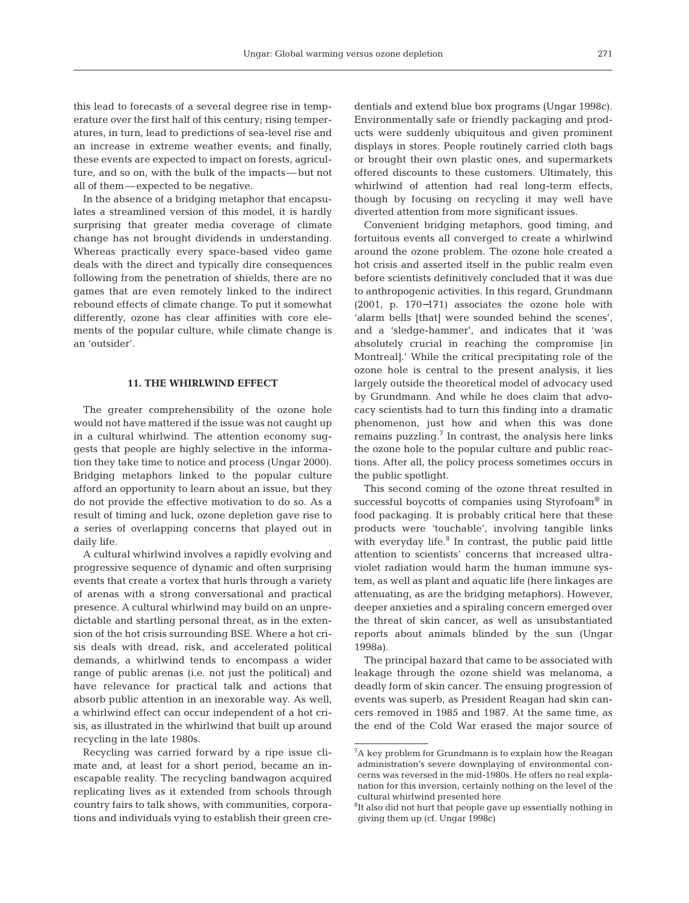this lead to forecasts of a several degree rise in temperature over the first half of this century; rising temperatures, in turn, lead to predictions of sea-level rise and an increase in extreme weather events; and finally, these events are expected to impact on forests, agriculture, and so on, with the bulk of the impacts — but not all of them — expected to be negative.

In the absence of a bridging metaphor that encapsulates a streamlined version of this model, it is hardly surprising that greater media coverage of climate change has not brought dividends in understanding. Whereas practically every space-based video game deals with the direct and typically dire consequences following from the penetration of shields, there are no games that are even remotely linked to the indirect rebound effects of climate change. To put it somewhat differently, ozone has clear affinities with core elements of the popular culture, while climate change is an 'outsider'.

## 11. THE WHIRLWIND EFFECT

The greater comprehensibility of the ozone hole would not have mattered if the issue was not caught up in a cultural whirlwind. The attention economy suggests that people are highly selective in the information they take time to notice and process (Ungar 2000). Bridging metaphors linked to the popular culture afford an opportunity to learn about an issue, but they do not provide the effective motivation to do so. As a result of timing and luck, ozone depletion gave rise to a series of overlapping concerns that played out in daily life.

A cultural whirlwind involves a rapidly evolving and progressive sequence of dynamic and often surprising events that create a vortex that hurls through a variety of arenas with a strong conversational and practical presence. A cultural whirlwind may build on an unpredictable and startling personal threat, as in the extension of the hot crisis surrounding BSE. Where a hot crisis deals with dread, risk, and accelerated political demands, a whirlwind tends to encompass a wider range of public arenas (i.e. not just the political) and have relevance for practical talk and actions that absorb public attention in an inexorable way. As well, a whirlwind effect can occur independent of a hot crisis, as illustrated in the whirlwind that built up around recycling in the late 1980s.

Recycling was carried forward by a ripe issue climate and, at least for a short period, became an inescapable reality. The recycling bandwagon acquired replicating lives as it extended from schools through country fairs to talk shows, with communities, corporations and individuals vying to establish their green credentials and extend blue box programs (Ungar 1998c). Environmentally safe or friendly packaging and products were suddenly ubiquitous and given prominent displays in stores. People routinely carried cloth bags or brought their own plastic ones, and supermarkets offered discounts to these customers. Ultimately, this whirlwind of attention had real long-term effects, though by focusing on recycling it may well have diverted attention from more significant issues.

Convenient bridging metaphors, good timing, and fortuitous events all converged to create a whirlwind around the ozone problem. The ozone hole created a hot crisis and asserted itself in the public realm even before scientists definitively concluded that it was due to anthropogenic activities. In this regard, Grundmann (2001, p. 170–171) associates the ozone hole with 'alarm bells [that] were sounded behind the scenes', and a 'sledge-hammer', and indicates that it 'was absolutely crucial in reaching the compromise [in Montreal].' While the critical precipitating role of the ozone hole is central to the present analysis, it lies largely outside the theoretical model of advocacy used by Grundmann. And while he does claim that advocacy scientists had to turn this finding into a dramatic phenomenon, just how and when this was done remains puzzling.[7] In contrast, the analysis here links the ozone hole to the popular culture and public reactions. After all, the policy process sometimes occurs in the public spotlight.

This second coming of the ozone threat resulted in successful boycotts of companies using Styrofoam® in food packaging. It is probably critical here that these products were 'touchable', involving tangible links with everyday life.[8] In contrast, the public paid little attention to scientists' concerns that increased ultraviolet radiation would harm the human immune system, as well as plant and aquatic life (here linkages are attenuating, as are the bridging metaphors). However, deeper anxieties and a spiraling concern emerged over the threat of skin cancer, as well as unsubstantiated reports about animals blinded by the sun (Ungar 1998a).

The principal hazard that came to be associated with leakage through the ozone shield was melanoma, a deadly form of skin cancer. The ensuing progression of events was superb, as President Reagan had skin cancers removed in 1985 and 1987. At the same time, as the end of the Cold War erased the major source of

[7]A key problem for Grundmann is to explain how the Reagan administration's severe downplaying of environmental concerns was reversed in the mid-1980s. He offers no real explanation for this inversion, certainly nothing on the level of the cultural whirlwind presented here

[8]It also did not hurt that people gave up essentially nothing in giving them up (cf. Ungar 1998c)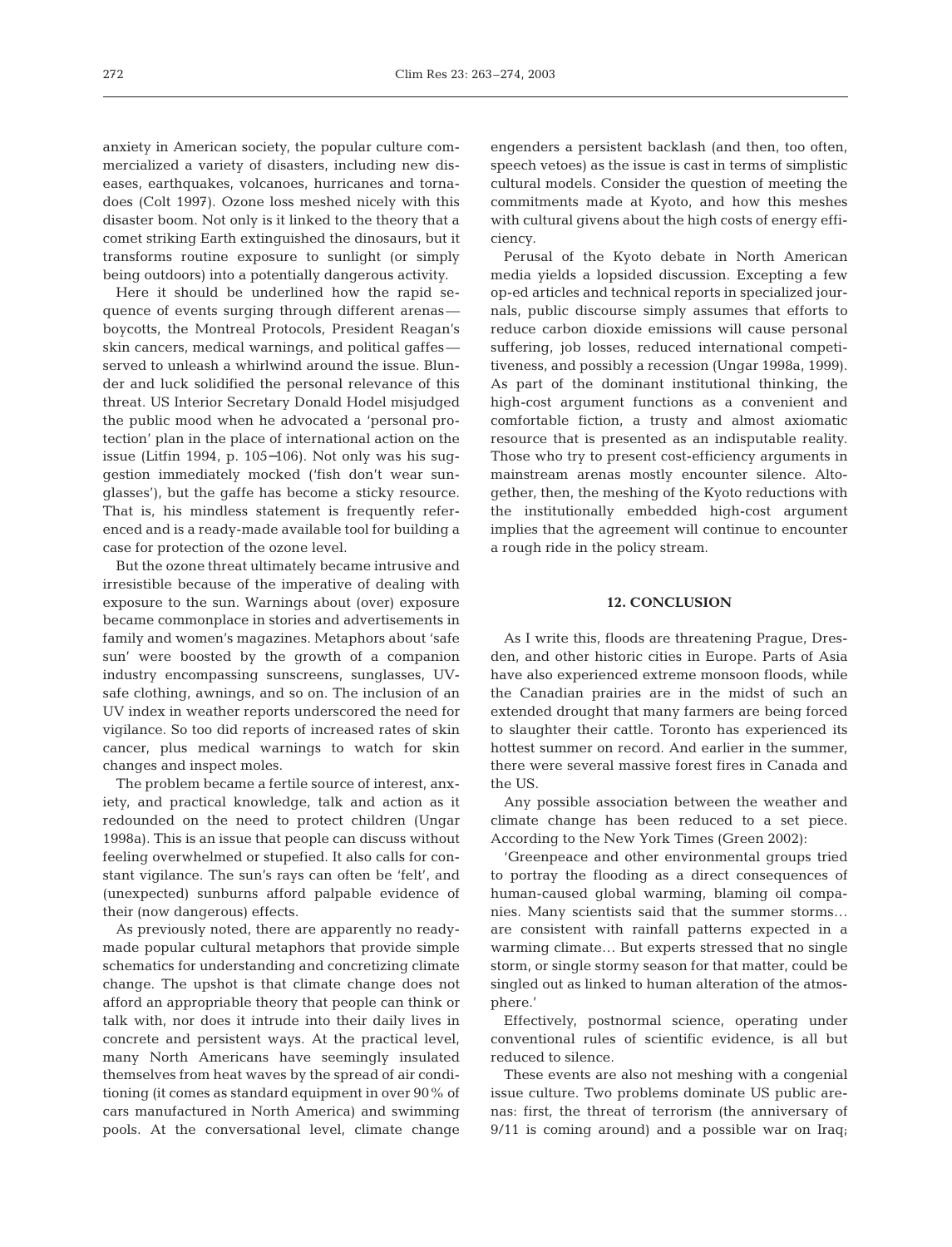anxiety in American society, the popular culture commercialized a variety of disasters, including new diseases, earthquakes, volcanoes, hurricanes and tornadoes (Colt 1997). Ozone loss meshed nicely with this disaster boom. Not only is it linked to the theory that a comet striking Earth extinguished the dinosaurs, but it transforms routine exposure to sunlight (or simply being outdoors) into a potentially dangerous activity.

Here it should be underlined how the rapid sequence of events surging through different arenas— boycotts, the Montreal Protocols, President Reagan's skin cancers, medical warnings, and political gaffes— served to unleash a whirlwind around the issue. Blunder and luck solidified the personal relevance of this threat. US Interior Secretary Donald Hodel misjudged the public mood when he advocated a 'personal protection' plan in the place of international action on the issue (Litfin 1994, p. 105–106). Not only was his suggestion immediately mocked ('fish don't wear sunglasses'), but the gaffe has become a sticky resource. That is, his mindless statement is frequently referenced and is a ready-made available tool for building a case for protection of the ozone level.

But the ozone threat ultimately became intrusive and irresistible because of the imperative of dealing with exposure to the sun. Warnings about (over) exposure became commonplace in stories and advertisements in family and women's magazines. Metaphors about 'safe sun' were boosted by the growth of a companion industry encompassing sunscreens, sunglasses, UV-safe clothing, awnings, and so on. The inclusion of an UV index in weather reports underscored the need for vigilance. So too did reports of increased rates of skin cancer, plus medical warnings to watch for skin changes and inspect moles.

The problem became a fertile source of interest, anxiety, and practical knowledge, talk and action as it redounded on the need to protect children (Ungar 1998a). This is an issue that people can discuss without feeling overwhelmed or stupefied. It also calls for constant vigilance. The sun's rays can often be 'felt', and (unexpected) sunburns afford palpable evidence of their (now dangerous) effects.

As previously noted, there are apparently no ready-made popular cultural metaphors that provide simple schematics for understanding and concretizing climate change. The upshot is that climate change does not afford an appropriable theory that people can think or talk with, nor does it intrude into their daily lives in concrete and persistent ways. At the practical level, many North Americans have seemingly insulated themselves from heat waves by the spread of air conditioning (it comes as standard equipment in over 90% of cars manufactured in North America) and swimming pools. At the conversational level, climate change engenders a persistent backlash (and then, too often, speech vetoes) as the issue is cast in terms of simplistic cultural models. Consider the question of meeting the commitments made at Kyoto, and how this meshes with cultural givens about the high costs of energy efficiency.

Perusal of the Kyoto debate in North American media yields a lopsided discussion. Excepting a few op-ed articles and technical reports in specialized journals, public discourse simply assumes that efforts to reduce carbon dioxide emissions will cause personal suffering, job losses, reduced international competitiveness, and possibly a recession (Ungar 1998a, 1999). As part of the dominant institutional thinking, the high-cost argument functions as a convenient and comfortable fiction, a trusty and almost axiomatic resource that is presented as an indisputable reality. Those who try to present cost-efficiency arguments in mainstream arenas mostly encounter silence. Altogether, then, the meshing of the Kyoto reductions with the institutionally embedded high-cost argument implies that the agreement will continue to encounter a rough ride in the policy stream.

## 12. CONCLUSION

As I write this, floods are threatening Prague, Dresden, and other historic cities in Europe. Parts of Asia have also experienced extreme monsoon floods, while the Canadian prairies are in the midst of such an extended drought that many farmers are being forced to slaughter their cattle. Toronto has experienced its hottest summer on record. And earlier in the summer, there were several massive forest fires in Canada and the US.

Any possible association between the weather and climate change has been reduced to a set piece. According to the New York Times (Green 2002):

'Greenpeace and other environmental groups tried to portray the flooding as a direct consequences of human-caused global warming, blaming oil companies. Many scientists said that the summer storms… are consistent with rainfall patterns expected in a warming climate… But experts stressed that no single storm, or single stormy season for that matter, could be singled out as linked to human alteration of the atmosphere.'

Effectively, postnormal science, operating under conventional rules of scientific evidence, is all but reduced to silence.

These events are also not meshing with a congenial issue culture. Two problems dominate US public arenas: first, the threat of terrorism (the anniversary of 9/11 is coming around) and a possible war on Iraq;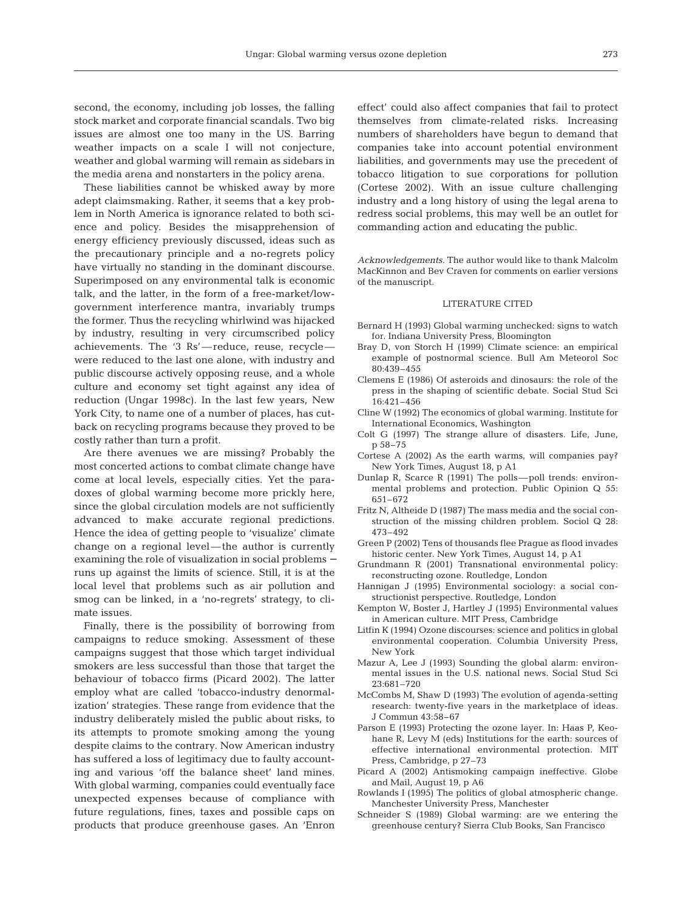second, the economy, including job losses, the falling stock market and corporate financial scandals. Two big issues are almost one too many in the US. Barring weather impacts on a scale I will not conjecture, weather and global warming will remain as sidebars in the media arena and nonstarters in the policy arena.

These liabilities cannot be whisked away by more adept claimsmaking. Rather, it seems that a key problem in North America is ignorance related to both science and policy. Besides the misapprehension of energy efficiency previously discussed, ideas such as the precautionary principle and a no-regrets policy have virtually no standing in the dominant discourse. Superimposed on any environmental talk is economic talk, and the latter, in the form of a free-market/low-government interference mantra, invariably trumps the former. Thus the recycling whirlwind was hijacked by industry, resulting in very circumscribed policy achievements. The '3 Rs'—reduce, reuse, recycle—were reduced to the last one alone, with industry and public discourse actively opposing reuse, and a whole culture and economy set tight against any idea of reduction (Ungar 1998c). In the last few years, New York City, to name one of a number of places, has cut-back on recycling programs because they proved to be costly rather than turn a profit.

Are there avenues we are missing? Probably the most concerted actions to combat climate change have come at local levels, especially cities. Yet the paradoxes of global warming become more prickly here, since the global circulation models are not sufficiently advanced to make accurate regional predictions. Hence the idea of getting people to 'visualize' climate change on a regional level—the author is currently examining the role of visualization in social problems – runs up against the limits of science. Still, it is at the local level that problems such as air pollution and smog can be linked, in a 'no-regrets' strategy, to climate issues.

Finally, there is the possibility of borrowing from campaigns to reduce smoking. Assessment of these campaigns suggest that those which target individual smokers are less successful than those that target the behaviour of tobacco firms (Picard 2002). The latter employ what are called 'tobacco-industry denormalization' strategies. These range from evidence that the industry deliberately misled the public about risks, to its attempts to promote smoking among the young despite claims to the contrary. Now American industry has suffered a loss of legitimacy due to faulty accounting and various 'off the balance sheet' land mines. With global warming, companies could eventually face unexpected expenses because of compliance with future regulations, fines, taxes and possible caps on products that produce greenhouse gases. An 'Enron effect' could also affect companies that fail to protect themselves from climate-related risks. Increasing numbers of shareholders have begun to demand that companies take into account potential environment liabilities, and governments may use the precedent of tobacco litigation to sue corporations for pollution (Cortese 2002). With an issue culture challenging industry and a long history of using the legal arena to redress social problems, this may well be an outlet for commanding action and educating the public.

*Acknowledgements.* The author would like to thank Malcolm MacKinnon and Bev Craven for comments on earlier versions of the manuscript.

## LITERATURE CITED

- Bernard H (1993) Global warming unchecked: signs to watch for. Indiana University Press, Bloomington
- Bray D, von Storch H (1999) Climate science: an empirical example of postnormal science. Bull Am Meteorol Soc 80:439–455
- Clemens E (1986) Of asteroids and dinosaurs: the role of the press in the shaping of scientific debate. Social Stud Sci 16:421–456
- Cline W (1992) The economics of global warming. Institute for International Economics, Washington
- Colt G (1997) The strange allure of disasters. Life, June, p 58–75
- Cortese A (2002) As the earth warms, will companies pay? New York Times, August 18, p A1
- Dunlap R, Scarce R (1991) The polls—poll trends: environmental problems and protection. Public Opinion Q 55: 651–672
- Fritz N, Altheide D (1987) The mass media and the social construction of the missing children problem. Sociol Q 28: 473–492
- Green P (2002) Tens of thousands flee Prague as flood invades historic center. New York Times, August 14, p A1
- Grundmann R (2001) Transnational environmental policy: reconstructing ozone. Routledge, London
- Hannigan J (1995) Environmental sociology: a social constructionist perspective. Routledge, London
- Kempton W, Boster J, Hartley J (1995) Environmental values in American culture. MIT Press, Cambridge
- Litfin K (1994) Ozone discourses: science and politics in global environmental cooperation. Columbia University Press, New York
- Mazur A, Lee J (1993) Sounding the global alarm: environmental issues in the U.S. national news. Social Stud Sci 23:681–720
- McCombs M, Shaw D (1993) The evolution of agenda-setting research: twenty-five years in the marketplace of ideas. J Commun 43:58–67
- Parson E (1993) Protecting the ozone layer. In: Haas P, Keohane R, Levy M (eds) Institutions for the earth: sources of effective international environmental protection. MIT Press, Cambridge, p 27–73
- Picard A (2002) Antismoking campaign ineffective. Globe and Mail, August 19, p A6
- Rowlands I (1995) The politics of global atmospheric change. Manchester University Press, Manchester
- Schneider S (1989) Global warming: are we entering the greenhouse century? Sierra Club Books, San Francisco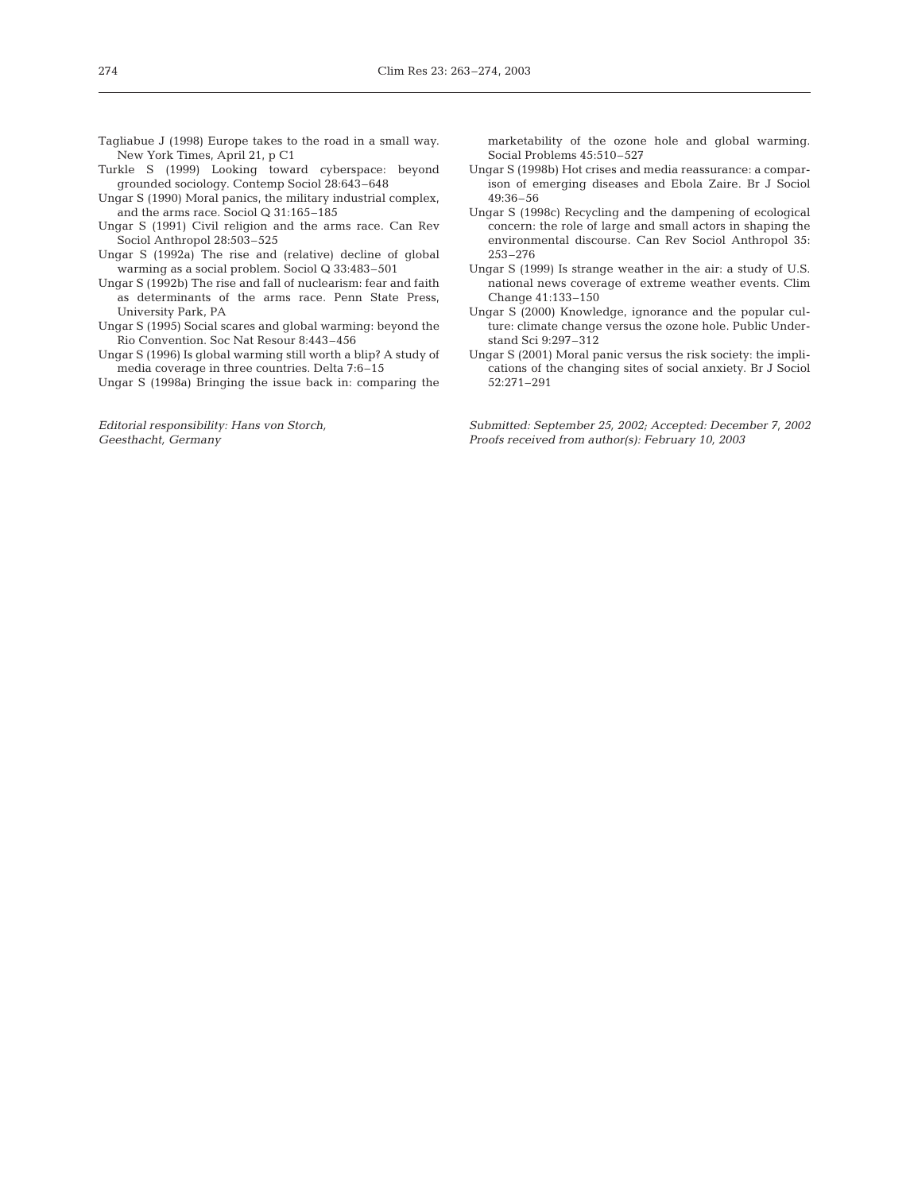Tagliabue J (1998) Europe takes to the road in a small way. New York Times, April 21, p C1

Turkle S (1999) Looking toward cyberspace: beyond grounded sociology. Contemp Sociol 28:643–648

Ungar S (1990) Moral panics, the military industrial complex, and the arms race. Sociol Q 31:165–185

Ungar S (1991) Civil religion and the arms race. Can Rev Sociol Anthropol 28:503–525

Ungar S (1992a) The rise and (relative) decline of global warming as a social problem. Sociol Q 33:483–501

Ungar S (1992b) The rise and fall of nuclearism: fear and faith as determinants of the arms race. Penn State Press, University Park, PA

Ungar S (1995) Social scares and global warming: beyond the Rio Convention. Soc Nat Resour 8:443–456

Ungar S (1996) Is global warming still worth a blip? A study of media coverage in three countries. Delta 7:6–15

Ungar S (1998a) Bringing the issue back in: comparing the marketability of the ozone hole and global warming. Social Problems 45:510–527

Ungar S (1998b) Hot crises and media reassurance: a comparison of emerging diseases and Ebola Zaire. Br J Sociol 49:36–56

Ungar S (1998c) Recycling and the dampening of ecological concern: the role of large and small actors in shaping the environmental discourse. Can Rev Sociol Anthropol 35: 253–276

Ungar S (1999) Is strange weather in the air: a study of U.S. national news coverage of extreme weather events. Clim Change 41:133–150

Ungar S (2000) Knowledge, ignorance and the popular culture: climate change versus the ozone hole. Public Understand Sci 9:297–312

Ungar S (2001) Moral panic versus the risk society: the implications of the changing sites of social anxiety. Br J Sociol 52:271–291

*Editorial responsibility: Hans von Storch, Geesthacht, Germany*

*Submitted: September 25, 2002; Accepted: December 7, 2002*
*Proofs received from author(s): February 10, 2003*